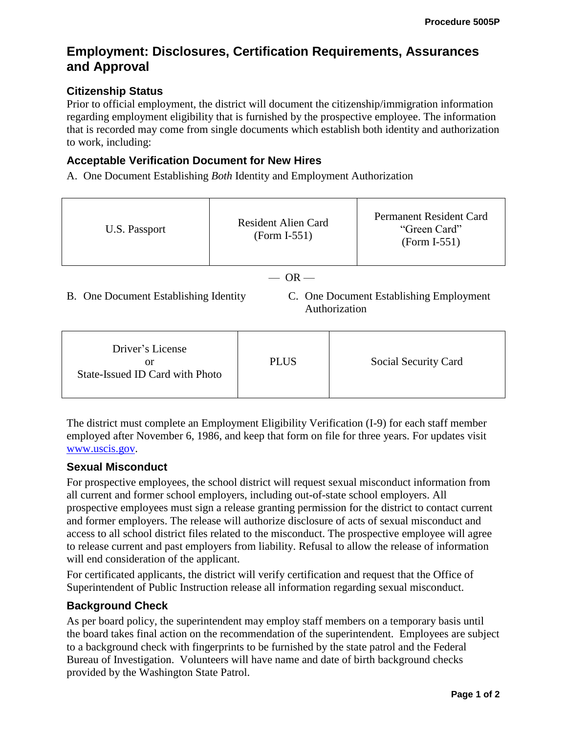# Employment: Disclosures, Certification Requirements, Assurances and Approval

## Citizenship Status

Prior to official employment, the district will document the citizenship/immigration information regarding employment eligibility that is furnished by the prospective employee. The information that is recorded may come from single documents which establish both identity and authorization to work, including:

## Acceptable Verification Document for New Hires

A. One Document Establishing *Both* Identity and Employment Authorization

| U.S. Passport | Resident Alien Card (Form I-551) | Permanent Resident Card "Green Card" (Form I-551) |
|---|---|---|

— OR —

B. One Document Establishing Identity

C. One Document Establishing Employment Authorization

| Driver's License or State-Issued ID Card with Photo | PLUS | Social Security Card |
|---|---|---|

The district must complete an Employment Eligibility Verification (I-9) for each staff member employed after November 6, 1986, and keep that form on file for three years. For updates visit www.uscis.gov.

## Sexual Misconduct

For prospective employees, the school district will request sexual misconduct information from all current and former school employers, including out-of-state school employers. All prospective employees must sign a release granting permission for the district to contact current and former employers. The release will authorize disclosure of acts of sexual misconduct and access to all school district files related to the misconduct. The prospective employee will agree to release current and past employers from liability. Refusal to allow the release of information will end consideration of the applicant.

For certificated applicants, the district will verify certification and request that the Office of Superintendent of Public Instruction release all information regarding sexual misconduct.

## Background Check

As per board policy, the superintendent may employ staff members on a temporary basis until the board takes final action on the recommendation of the superintendent. Employees are subject to a background check with fingerprints to be furnished by the state patrol and the Federal Bureau of Investigation. Volunteers will have name and date of birth background checks provided by the Washington State Patrol.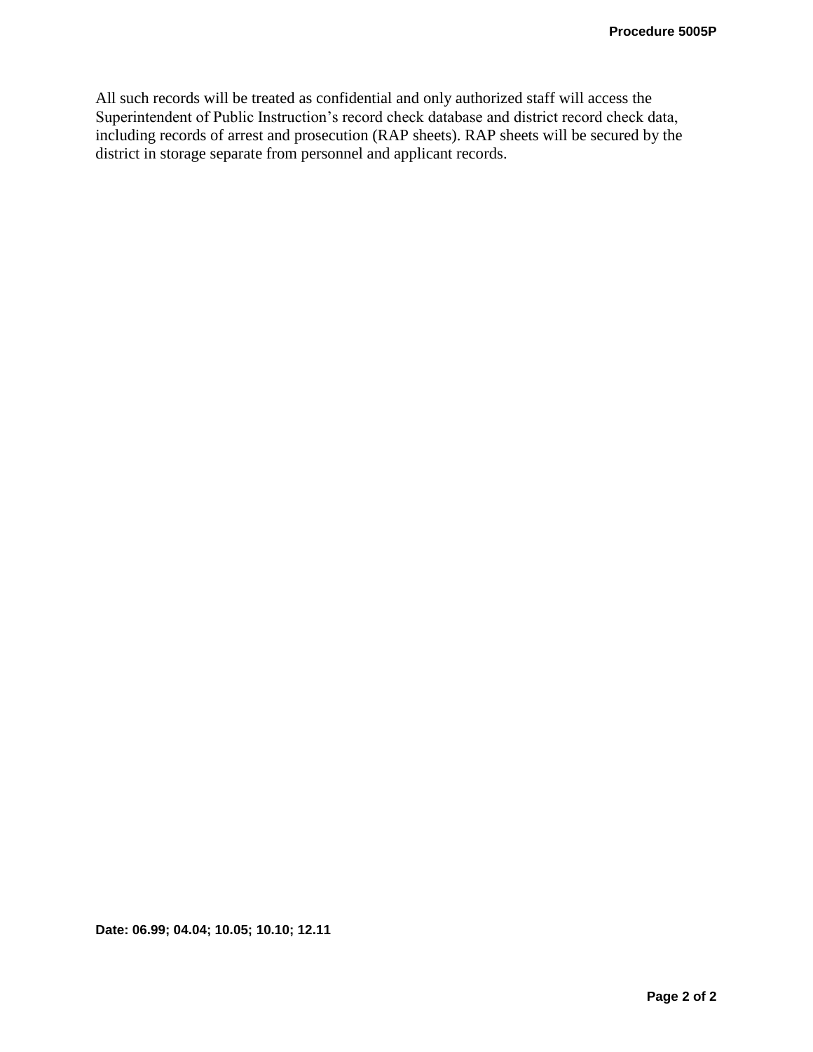All such records will be treated as confidential and only authorized staff will access the Superintendent of Public Instruction's record check database and district record check data, including records of arrest and prosecution (RAP sheets). RAP sheets will be secured by the district in storage separate from personnel and applicant records.

**Date: 06.99; 04.04; 10.05; 10.10; 12.11**